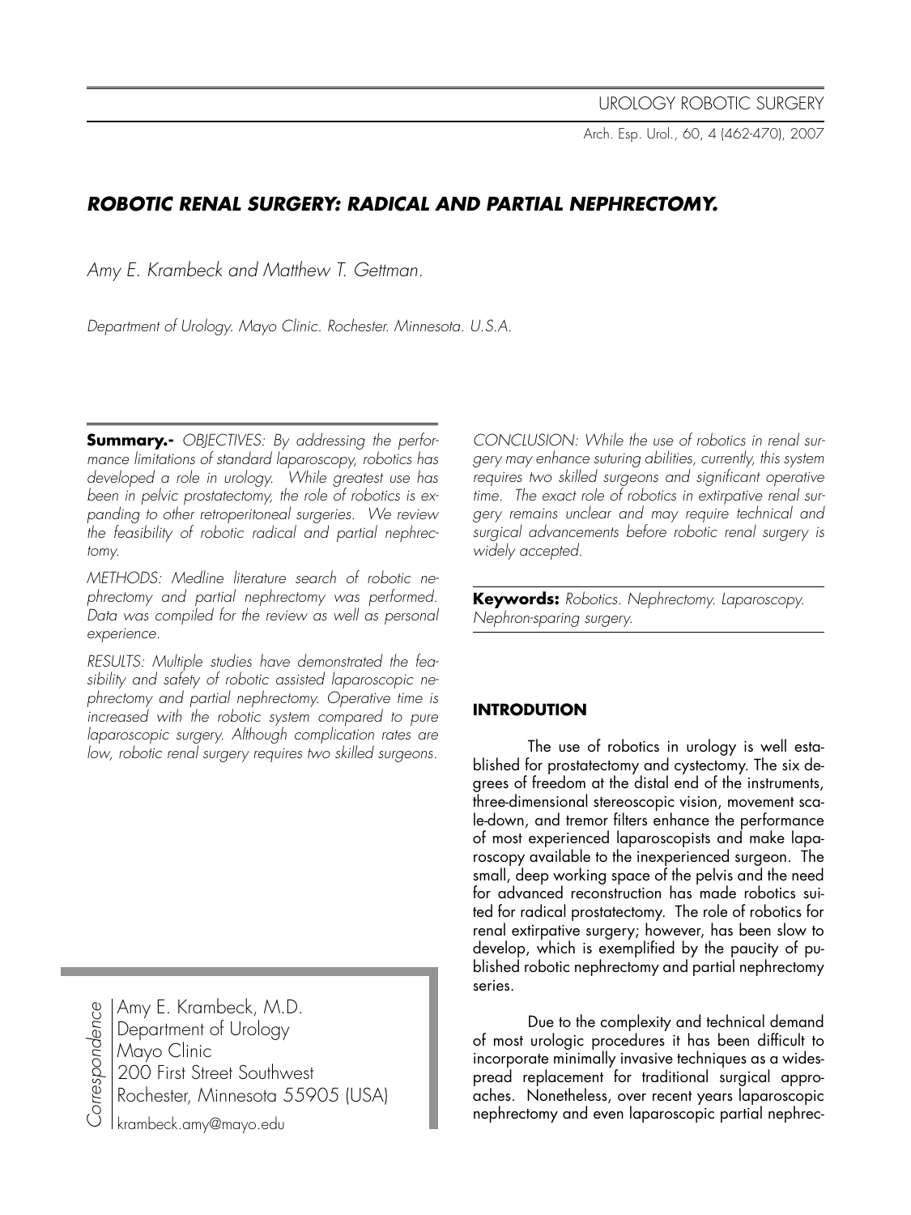# ROBOTIC RENAL SURGERY: RADICAL AND PARTIAL NEPHRECTOMY.

*Amy E. Krambeck and Matthew T. Gettman.*

*Department of Urology. Mayo Clinic. Rochester. Minnesota. U.S.A.*

**Summary.-** *OBJECTIVES: By addressing the performance limitations of standard laparoscopy, robotics has developed a role in urology. While greatest use has been in pelvic prostatectomy, the role of robotics is expanding to other retroperitoneal surgeries. We review the feasibility of robotic radical and partial nephrectomy.*

*METHODS: Medline literature search of robotic nephrectomy and partial nephrectomy was performed. Data was compiled for the review as well as personal experience.*

*RESULTS: Multiple studies have demonstrated the feasibility and safety of robotic assisted laparoscopic nephrectomy and partial nephrectomy. Operative time is increased with the robotic system compared to pure laparoscopic surgery. Although complication rates are low, robotic renal surgery requires two skilled surgeons.*

*CONCLUSION: While the use of robotics in renal surgery may enhance suturing abilities, currently, this system requires two skilled surgeons and significant operative time. The exact role of robotics in extirpative renal surgery remains unclear and may require technical and surgical advancements before robotic renal surgery is widely accepted.*

**Keywords:** *Robotics. Nephrectomy. Laparoscopy. Nephron-sparing surgery.*

*Correspondence*

Amy E. Krambeck, M.D.
Department of Urology
Mayo Clinic
200 First Street Southwest
Rochester, Minnesota 55905 (USA)
krambeck.amy@mayo.edu

## INTRODUTION

The use of robotics in urology is well established for prostatectomy and cystectomy. The six degrees of freedom at the distal end of the instruments, three-dimensional stereoscopic vision, movement scale-down, and tremor filters enhance the performance of most experienced laparoscopists and make laparoscopy available to the inexperienced surgeon. The small, deep working space of the pelvis and the need for advanced reconstruction has made robotics suited for radical prostatectomy. The role of robotics for renal extirpative surgery; however, has been slow to develop, which is exemplified by the paucity of published robotic nephrectomy and partial nephrectomy series.

Due to the complexity and technical demand of most urologic procedures it has been difficult to incorporate minimally invasive techniques as a widespread replacement for traditional surgical approaches. Nonetheless, over recent years laparoscopic nephrectomy and even laparoscopic partial nephrec-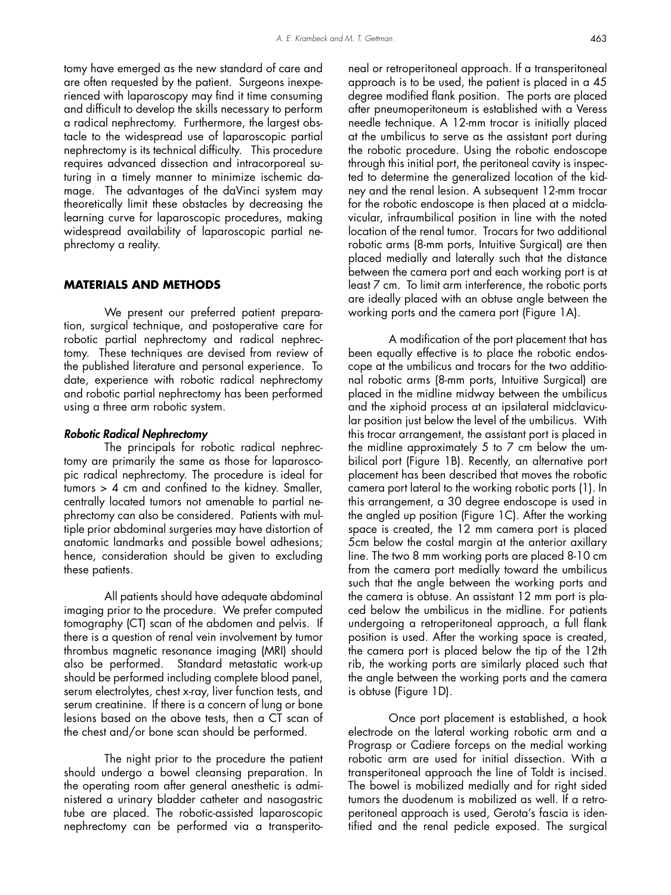tomy have emerged as the new standard of care and are often requested by the patient. Surgeons inexperienced with laparoscopy may find it time consuming and difficult to develop the skills necessary to perform a radical nephrectomy. Furthermore, the largest obstacle to the widespread use of laparoscopic partial nephrectomy is its technical difficulty. This procedure requires advanced dissection and intracorporeal suturing in a timely manner to minimize ischemic damage. The advantages of the daVinci system may theoretically limit these obstacles by decreasing the learning curve for laparoscopic procedures, making widespread availability of laparoscopic partial nephrectomy a reality.

## MATERIALS AND METHODS

We present our preferred patient preparation, surgical technique, and postoperative care for robotic partial nephrectomy and radical nephrectomy. These techniques are devised from review of the published literature and personal experience. To date, experience with robotic radical nephrectomy and robotic partial nephrectomy has been performed using a three arm robotic system.

### *Robotic Radical Nephrectomy*

The principals for robotic radical nephrectomy are primarily the same as those for laparoscopic radical nephrectomy. The procedure is ideal for tumors > 4 cm and confined to the kidney. Smaller, centrally located tumors not amenable to partial nephrectomy can also be considered. Patients with multiple prior abdominal surgeries may have distortion of anatomic landmarks and possible bowel adhesions; hence, consideration should be given to excluding these patients.

All patients should have adequate abdominal imaging prior to the procedure. We prefer computed tomography (CT) scan of the abdomen and pelvis. If there is a question of renal vein involvement by tumor thrombus magnetic resonance imaging (MRI) should also be performed. Standard metastatic work-up should be performed including complete blood panel, serum electrolytes, chest x-ray, liver function tests, and serum creatinine. If there is a concern of lung or bone lesions based on the above tests, then a CT scan of the chest and/or bone scan should be performed.

The night prior to the procedure the patient should undergo a bowel cleansing preparation. In the operating room after general anesthetic is administered a urinary bladder catheter and nasogastric tube are placed. The robotic-assisted laparoscopic nephrectomy can be performed via a transperitoneal or retroperitoneal approach. If a transperitoneal approach is to be used, the patient is placed in a 45 degree modified flank position. The ports are placed after pneumoperitoneum is established with a Veress needle technique. A 12-mm trocar is initially placed at the umbilicus to serve as the assistant port during the robotic procedure. Using the robotic endoscope through this initial port, the peritoneal cavity is inspected to determine the generalized location of the kidney and the renal lesion. A subsequent 12-mm trocar for the robotic endoscope is then placed at a midclavicular, infraumbilical position in line with the noted location of the renal tumor. Trocars for two additional robotic arms (8-mm ports, Intuitive Surgical) are then placed medially and laterally such that the distance between the camera port and each working port is at least 7 cm. To limit arm interference, the robotic ports are ideally placed with an obtuse angle between the working ports and the camera port (Figure 1A).

A modification of the port placement that has been equally effective is to place the robotic endoscope at the umbilicus and trocars for the two additional robotic arms (8-mm ports, Intuitive Surgical) are placed in the midline midway between the umbilicus and the xiphoid process at an ipsilateral midclavicular position just below the level of the umbilicus. With this trocar arrangement, the assistant port is placed in the midline approximately 5 to 7 cm below the umbilical port (Figure 1B). Recently, an alternative port placement has been described that moves the robotic camera port lateral to the working robotic ports (1). In this arrangement, a 30 degree endoscope is used in the angled up position (Figure 1C). After the working space is created, the 12 mm camera port is placed 5cm below the costal margin at the anterior axillary line. The two 8 mm working ports are placed 8-10 cm from the camera port medially toward the umbilicus such that the angle between the working ports and the camera is obtuse. An assistant 12 mm port is placed below the umbilicus in the midline. For patients undergoing a retroperitoneal approach, a full flank position is used. After the working space is created, the camera port is placed below the tip of the 12th rib, the working ports are similarly placed such that the angle between the working ports and the camera is obtuse (Figure 1D).

Once port placement is established, a hook electrode on the lateral working robotic arm and a Prograsp or Cadiere forceps on the medial working robotic arm are used for initial dissection. With a transperitoneal approach the line of Toldt is incised. The bowel is mobilized medially and for right sided tumors the duodenum is mobilized as well. If a retroperitoneal approach is used, Gerota's fascia is identified and the renal pedicle exposed. The surgical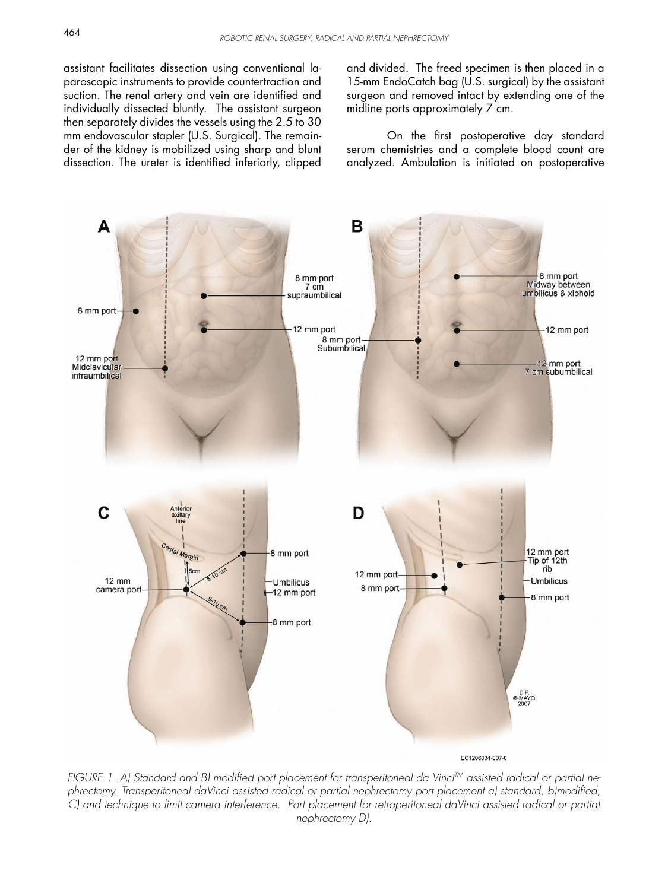assistant facilitates dissection using conventional laparoscopic instruments to provide countertraction and suction. The renal artery and vein are identified and individually dissected bluntly. The assistant surgeon then separately divides the vessels using the 2.5 to 30 mm endovascular stapler (U.S. Surgical). The remainder of the kidney is mobilized using sharp and blunt dissection. The ureter is identified inferiorly, clipped and divided. The freed specimen is then placed in a 15-mm EndoCatch bag (U.S. surgical) by the assistant surgeon and removed intact by extending one of the midline ports approximately 7 cm.

On the first postoperative day standard serum chemistries and a complete blood count are analyzed. Ambulation is initiated on postoperative

*FIGURE 1. A) Standard and B) modified port placement for transperitoneal da Vinci™ assisted radical or partial nephrectomy. Transperitoneal daVinci assisted radical or partial nephrectomy port placement a) standard, b)modified, C) and technique to limit camera interference. Port placement for retroperitoneal daVinci assisted radical or partial nephrectomy D).*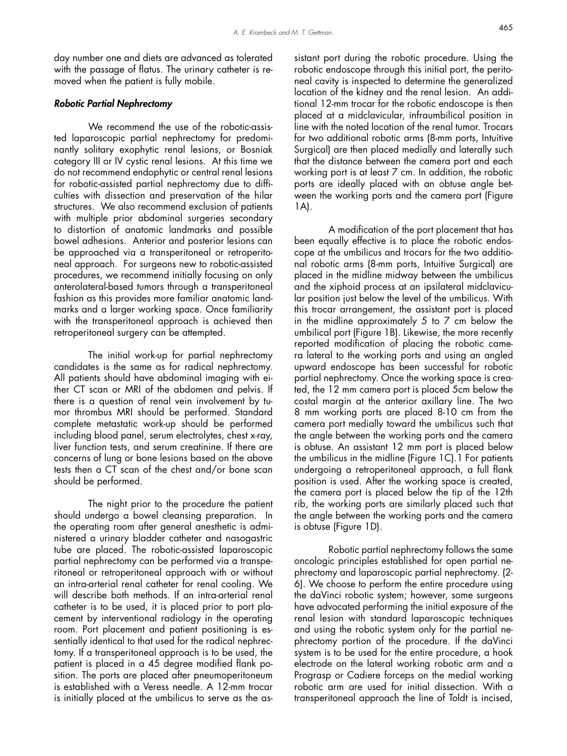day number one and diets are advanced as tolerated with the passage of flatus. The urinary catheter is removed when the patient is fully mobile.

### *Robotic Partial Nephrectomy*

We recommend the use of the robotic-assisted laparoscopic partial nephrectomy for predominantly solitary exophytic renal lesions, or Bosniak category III or IV cystic renal lesions. At this time we do not recommend endophytic or central renal lesions for robotic-assisted partial nephrectomy due to difficulties with dissection and preservation of the hilar structures. We also recommend exclusion of patients with multiple prior abdominal surgeries secondary to distortion of anatomic landmarks and possible bowel adhesions. Anterior and posterior lesions can be approached via a transperitoneal or retroperitoneal approach. For surgeons new to robotic-assisted procedures, we recommend initially focusing on only anterolateral-based tumors through a transperitoneal fashion as this provides more familiar anatomic landmarks and a larger working space. Once familiarity with the transperitoneal approach is achieved then retroperitoneal surgery can be attempted.

The initial work-up for partial nephrectomy candidates is the same as for radical nephrectomy. All patients should have abdominal imaging with either CT scan or MRI of the abdomen and pelvis. If there is a question of renal vein involvement by tumor thrombus MRI should be performed. Standard complete metastatic work-up should be performed including blood panel, serum electrolytes, chest x-ray, liver function tests, and serum creatinine. If there are concerns of lung or bone lesions based on the above tests then a CT scan of the chest and/or bone scan should be performed.

The night prior to the procedure the patient should undergo a bowel cleansing preparation. In the operating room after general anesthetic is administered a urinary bladder catheter and nasogastric tube are placed. The robotic-assisted laparoscopic partial nephrectomy can be performed via a transperitoneal or retroperitoneal approach with or without an intra-arterial renal catheter for renal cooling. We will describe both methods. If an intra-arterial renal catheter is to be used, it is placed prior to port placement by interventional radiology in the operating room. Port placement and patient positioning is essentially identical to that used for the radical nephrectomy. If a transperitoneal approach is to be used, the patient is placed in a 45 degree modified flank position. The ports are placed after pneumoperitoneum is established with a Veress needle. A 12-mm trocar is initially placed at the umbilicus to serve as the assistant port during the robotic procedure. Using the robotic endoscope through this initial port, the peritoneal cavity is inspected to determine the generalized location of the kidney and the renal lesion. An additional 12-mm trocar for the robotic endoscope is then placed at a midclavicular, infraumbilical position in line with the noted location of the renal tumor. Trocars for two additional robotic arms (8-mm ports, Intuitive Surgical) are then placed medially and laterally such that the distance between the camera port and each working port is at least 7 cm. In addition, the robotic ports are ideally placed with an obtuse angle between the working ports and the camera port (Figure 1A).

A modification of the port placement that has been equally effective is to place the robotic endoscope at the umbilicus and trocars for the two additional robotic arms (8-mm ports, Intuitive Surgical) are placed in the midline midway between the umbilicus and the xiphoid process at an ipsilateral midclavicular position just below the level of the umbilicus. With this trocar arrangement, the assistant port is placed in the midline approximately 5 to 7 cm below the umbilical port (Figure 1B). Likewise, the more recently reported modification of placing the robotic camera lateral to the working ports and using an angled upward endoscope has been successful for robotic partial nephrectomy. Once the working space is created, the 12 mm camera port is placed 5cm below the costal margin at the anterior axillary line. The two 8 mm working ports are placed 8-10 cm from the camera port medially toward the umbilicus such that the angle between the working ports and the camera is obtuse. An assistant 12 mm port is placed below the umbilicus in the midline (Figure 1C).1 For patients undergoing a retroperitoneal approach, a full flank position is used. After the working space is created, the camera port is placed below the tip of the 12th rib, the working ports are similarly placed such that the angle between the working ports and the camera is obtuse (Figure 1D).

Robotic partial nephrectomy follows the same oncologic principles established for open partial nephrectomy and laparoscopic partial nephrectomy. (2-6). We choose to perform the entire procedure using the daVinci robotic system; however, some surgeons have advocated performing the initial exposure of the renal lesion with standard laparoscopic techniques and using the robotic system only for the partial nephrectomy portion of the procedure. If the daVinci system is to be used for the entire procedure, a hook electrode on the lateral working robotic arm and a Prograsp or Cadiere forceps on the medial working robotic arm are used for initial dissection. With a transperitoneal approach the line of Toldt is incised,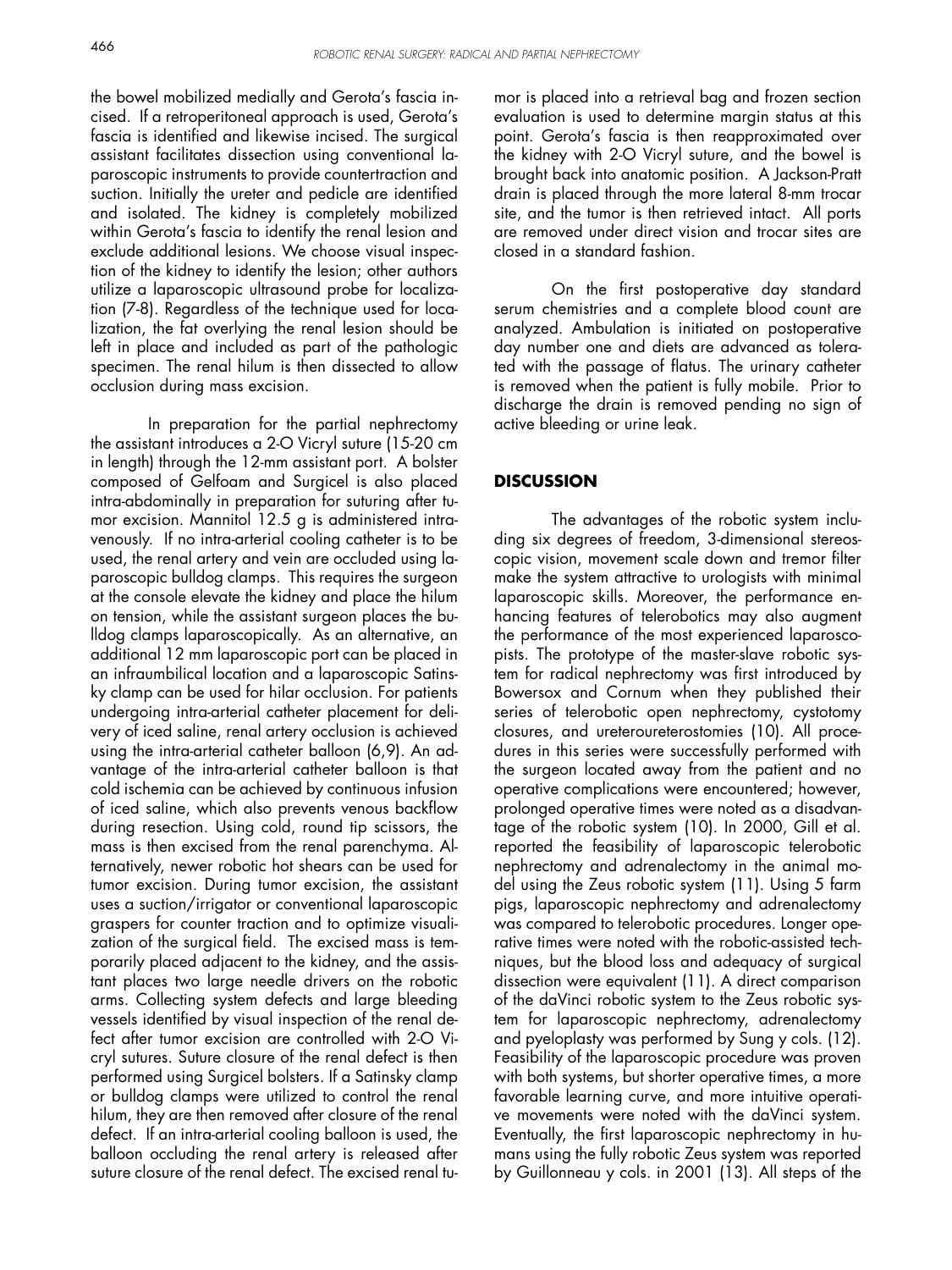the bowel mobilized medially and Gerota's fascia incised. If a retroperitoneal approach is used, Gerota's fascia is identified and likewise incised. The surgical assistant facilitates dissection using conventional laparoscopic instruments to provide countertraction and suction. Initially the ureter and pedicle are identified and isolated. The kidney is completely mobilized within Gerota's fascia to identify the renal lesion and exclude additional lesions. We choose visual inspection of the kidney to identify the lesion; other authors utilize a laparoscopic ultrasound probe for localization (7-8). Regardless of the technique used for localization, the fat overlying the renal lesion should be left in place and included as part of the pathologic specimen. The renal hilum is then dissected to allow occlusion during mass excision.

In preparation for the partial nephrectomy the assistant introduces a 2-O Vicryl suture (15-20 cm in length) through the 12-mm assistant port. A bolster composed of Gelfoam and Surgicel is also placed intra-abdominally in preparation for suturing after tumor excision. Mannitol 12.5 g is administered intravenously. If no intra-arterial cooling catheter is to be used, the renal artery and vein are occluded using laparoscopic bulldog clamps. This requires the surgeon at the console elevate the kidney and place the hilum on tension, while the assistant surgeon places the bulldog clamps laparoscopically. As an alternative, an additional 12 mm laparoscopic port can be placed in an infraumbilical location and a laparoscopic Satinsky clamp can be used for hilar occlusion. For patients undergoing intra-arterial catheter placement for delivery of iced saline, renal artery occlusion is achieved using the intra-arterial catheter balloon (6,9). An advantage of the intra-arterial catheter balloon is that cold ischemia can be achieved by continuous infusion of iced saline, which also prevents venous backflow during resection. Using cold, round tip scissors, the mass is then excised from the renal parenchyma. Alternatively, newer robotic hot shears can be used for tumor excision. During tumor excision, the assistant uses a suction/irrigator or conventional laparoscopic graspers for counter traction and to optimize visualization of the surgical field. The excised mass is temporarily placed adjacent to the kidney, and the assistant places two large needle drivers on the robotic arms. Collecting system defects and large bleeding vessels identified by visual inspection of the renal defect after tumor excision are controlled with 2-O Vicryl sutures. Suture closure of the renal defect is then performed using Surgicel bolsters. If a Satinsky clamp or bulldog clamps were utilized to control the renal hilum, they are then removed after closure of the renal defect. If an intra-arterial cooling balloon is used, the balloon occluding the renal artery is released after suture closure of the renal defect. The excised renal tumor is placed into a retrieval bag and frozen section evaluation is used to determine margin status at this point. Gerota's fascia is then reapproximated over the kidney with 2-O Vicryl suture, and the bowel is brought back into anatomic position. A Jackson-Pratt drain is placed through the more lateral 8-mm trocar site, and the tumor is then retrieved intact. All ports are removed under direct vision and trocar sites are closed in a standard fashion.

On the first postoperative day standard serum chemistries and a complete blood count are analyzed. Ambulation is initiated on postoperative day number one and diets are advanced as tolerated with the passage of flatus. The urinary catheter is removed when the patient is fully mobile. Prior to discharge the drain is removed pending no sign of active bleeding or urine leak.

## DISCUSSION

The advantages of the robotic system including six degrees of freedom, 3-dimensional stereoscopic vision, movement scale down and tremor filter make the system attractive to urologists with minimal laparoscopic skills. Moreover, the performance enhancing features of telerobotics may also augment the performance of the most experienced laparoscopists. The prototype of the master-slave robotic system for radical nephrectomy was first introduced by Bowersox and Cornum when they published their series of telerobotic open nephrectomy, cystotomy closures, and ureteroureterostomies (10). All procedures in this series were successfully performed with the surgeon located away from the patient and no operative complications were encountered; however, prolonged operative times were noted as a disadvantage of the robotic system (10). In 2000, Gill et al. reported the feasibility of laparoscopic telerobotic nephrectomy and adrenalectomy in the animal model using the Zeus robotic system (11). Using 5 farm pigs, laparoscopic nephrectomy and adrenalectomy was compared to telerobotic procedures. Longer operative times were noted with the robotic-assisted techniques, but the blood loss and adequacy of surgical dissection were equivalent (11). A direct comparison of the daVinci robotic system to the Zeus robotic system for laparoscopic nephrectomy, adrenalectomy and pyeloplasty was performed by Sung y cols. (12). Feasibility of the laparoscopic procedure was proven with both systems, but shorter operative times, a more favorable learning curve, and more intuitive operative movements were noted with the daVinci system. Eventually, the first laparoscopic nephrectomy in humans using the fully robotic Zeus system was reported by Guillonneau y cols. in 2001 (13). All steps of the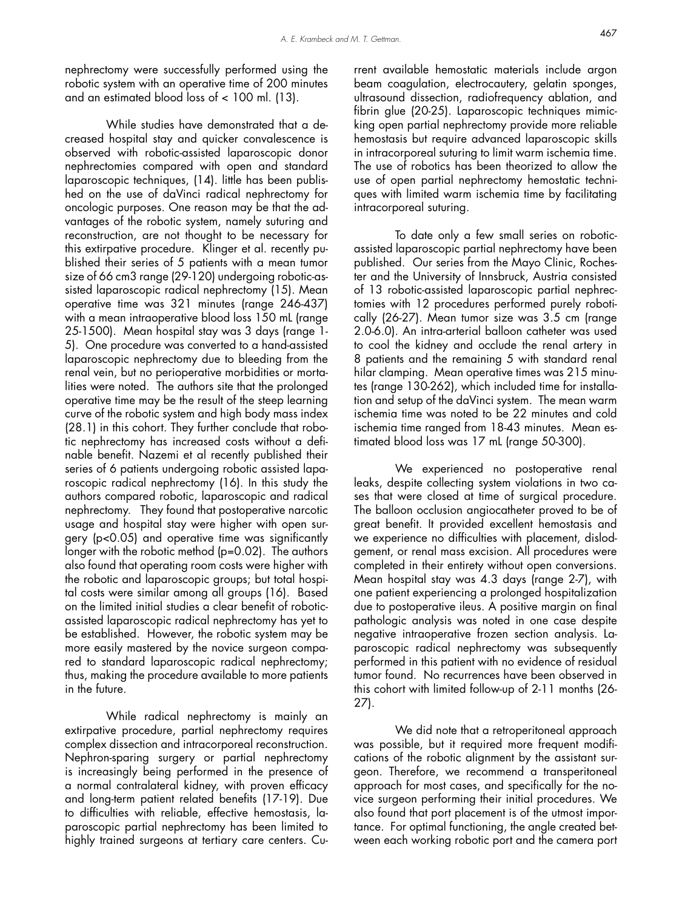nephrectomy were successfully performed using the robotic system with an operative time of 200 minutes and an estimated blood loss of < 100 ml. (13).

While studies have demonstrated that a decreased hospital stay and quicker convalescence is observed with robotic-assisted laparoscopic donor nephrectomies compared with open and standard laparoscopic techniques, (14). little has been published on the use of daVinci radical nephrectomy for oncologic purposes. One reason may be that the advantages of the robotic system, namely suturing and reconstruction, are not thought to be necessary for this extirpative procedure. Klinger et al. recently published their series of 5 patients with a mean tumor size of 66 cm3 range (29-120) undergoing robotic-assisted laparoscopic radical nephrectomy (15). Mean operative time was 321 minutes (range 246-437) with a mean intraoperative blood loss 150 mL (range 25-1500). Mean hospital stay was 3 days (range 1-5). One procedure was converted to a hand-assisted laparoscopic nephrectomy due to bleeding from the renal vein, but no perioperative morbidities or mortalities were noted. The authors site that the prolonged operative time may be the result of the steep learning curve of the robotic system and high body mass index (28.1) in this cohort. They further conclude that robotic nephrectomy has increased costs without a definable benefit. Nazemi et al recently published their series of 6 patients undergoing robotic assisted laparoscopic radical nephrectomy (16). In this study the authors compared robotic, laparoscopic and radical nephrectomy. They found that postoperative narcotic usage and hospital stay were higher with open surgery ($p<0.05$) and operative time was significantly longer with the robotic method ($p=0.02$). The authors also found that operating room costs were higher with the robotic and laparoscopic groups; but total hospital costs were similar among all groups (16). Based on the limited initial studies a clear benefit of robotic-assisted laparoscopic radical nephrectomy has yet to be established. However, the robotic system may be more easily mastered by the novice surgeon compared to standard laparoscopic radical nephrectomy; thus, making the procedure available to more patients in the future.

While radical nephrectomy is mainly an extirpative procedure, partial nephrectomy requires complex dissection and intracorporeal reconstruction. Nephron-sparing surgery or partial nephrectomy is increasingly being performed in the presence of a normal contralateral kidney, with proven efficacy and long-term patient related benefits (17-19). Due to difficulties with reliable, effective hemostasis, laparoscopic partial nephrectomy has been limited to highly trained surgeons at tertiary care centers. Current available hemostatic materials include argon beam coagulation, electrocautery, gelatin sponges, ultrasound dissection, radiofrequency ablation, and fibrin glue (20-25). Laparoscopic techniques mimicking open partial nephrectomy provide more reliable hemostasis but require advanced laparoscopic skills in intracorporeal suturing to limit warm ischemia time. The use of robotics has been theorized to allow the use of open partial nephrectomy hemostatic techniques with limited warm ischemia time by facilitating intracorporeal suturing.

To date only a few small series on robotic-assisted laparoscopic partial nephrectomy have been published. Our series from the Mayo Clinic, Rochester and the University of Innsbruck, Austria consisted of 13 robotic-assisted laparoscopic partial nephrectomies with 12 procedures performed purely robotically (26-27). Mean tumor size was 3.5 cm (range 2.0-6.0). An intra-arterial balloon catheter was used to cool the kidney and occlude the renal artery in 8 patients and the remaining 5 with standard renal hilar clamping. Mean operative times was 215 minutes (range 130-262), which included time for installation and setup of the daVinci system. The mean warm ischemia time was noted to be 22 minutes and cold ischemia time ranged from 18-43 minutes. Mean estimated blood loss was 17 mL (range 50-300).

We experienced no postoperative renal leaks, despite collecting system violations in two cases that were closed at time of surgical procedure. The balloon occlusion angiocatheter proved to be of great benefit. It provided excellent hemostasis and we experience no difficulties with placement, dislodgement, or renal mass excision. All procedures were completed in their entirety without open conversions. Mean hospital stay was 4.3 days (range 2-7), with one patient experiencing a prolonged hospitalization due to postoperative ileus. A positive margin on final pathologic analysis was noted in one case despite negative intraoperative frozen section analysis. Laparoscopic radical nephrectomy was subsequently performed in this patient with no evidence of residual tumor found. No recurrences have been observed in this cohort with limited follow-up of 2-11 months (26-27).

We did note that a retroperitoneal approach was possible, but it required more frequent modifications of the robotic alignment by the assistant surgeon. Therefore, we recommend a transperitoneal approach for most cases, and specifically for the novice surgeon performing their initial procedures. We also found that port placement is of the utmost importance. For optimal functioning, the angle created between each working robotic port and the camera port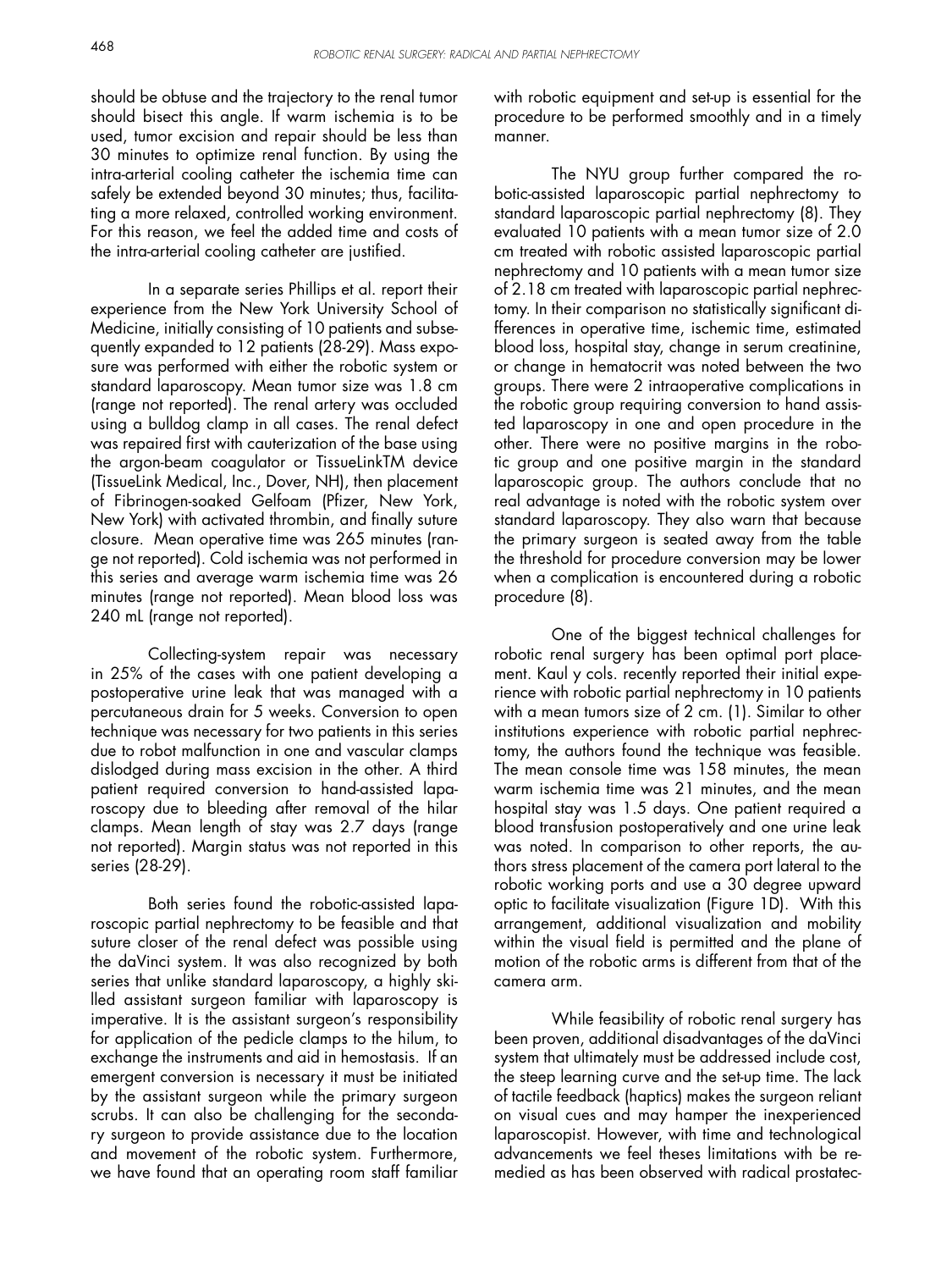should be obtuse and the trajectory to the renal tumor should bisect this angle. If warm ischemia is to be used, tumor excision and repair should be less than 30 minutes to optimize renal function. By using the intra-arterial cooling catheter the ischemia time can safely be extended beyond 30 minutes; thus, facilitating a more relaxed, controlled working environment. For this reason, we feel the added time and costs of the intra-arterial cooling catheter are justified.

In a separate series Phillips et al. report their experience from the New York University School of Medicine, initially consisting of 10 patients and subsequently expanded to 12 patients (28-29). Mass exposure was performed with either the robotic system or standard laparoscopy. Mean tumor size was 1.8 cm (range not reported). The renal artery was occluded using a bulldog clamp in all cases. The renal defect was repaired first with cauterization of the base using the argon-beam coagulator or TissueLinkTM device (TissueLink Medical, Inc., Dover, NH), then placement of Fibrinogen-soaked Gelfoam (Pfizer, New York, New York) with activated thrombin, and finally suture closure. Mean operative time was 265 minutes (range not reported). Cold ischemia was not performed in this series and average warm ischemia time was 26 minutes (range not reported). Mean blood loss was 240 mL (range not reported).

Collecting-system repair was necessary in 25% of the cases with one patient developing a postoperative urine leak that was managed with a percutaneous drain for 5 weeks. Conversion to open technique was necessary for two patients in this series due to robot malfunction in one and vascular clamps dislodged during mass excision in the other. A third patient required conversion to hand-assisted laparoscopy due to bleeding after removal of the hilar clamps. Mean length of stay was 2.7 days (range not reported). Margin status was not reported in this series (28-29).

Both series found the robotic-assisted laparoscopic partial nephrectomy to be feasible and that suture closer of the renal defect was possible using the daVinci system. It was also recognized by both series that unlike standard laparoscopy, a highly skilled assistant surgeon familiar with laparoscopy is imperative. It is the assistant surgeon's responsibility for application of the pedicle clamps to the hilum, to exchange the instruments and aid in hemostasis. If an emergent conversion is necessary it must be initiated by the assistant surgeon while the primary surgeon scrubs. It can also be challenging for the secondary surgeon to provide assistance due to the location and movement of the robotic system. Furthermore, we have found that an operating room staff familiar with robotic equipment and set-up is essential for the procedure to be performed smoothly and in a timely manner.

The NYU group further compared the robotic-assisted laparoscopic partial nephrectomy to standard laparoscopic partial nephrectomy (8). They evaluated 10 patients with a mean tumor size of 2.0 cm treated with robotic assisted laparoscopic partial nephrectomy and 10 patients with a mean tumor size of 2.18 cm treated with laparoscopic partial nephrectomy. In their comparison no statistically significant differences in operative time, ischemic time, estimated blood loss, hospital stay, change in serum creatinine, or change in hematocrit was noted between the two groups. There were 2 intraoperative complications in the robotic group requiring conversion to hand assisted laparoscopy in one and open procedure in the other. There were no positive margins in the robotic group and one positive margin in the standard laparoscopic group. The authors conclude that no real advantage is noted with the robotic system over standard laparoscopy. They also warn that because the primary surgeon is seated away from the table the threshold for procedure conversion may be lower when a complication is encountered during a robotic procedure (8).

One of the biggest technical challenges for robotic renal surgery has been optimal port placement. Kaul y cols. recently reported their initial experience with robotic partial nephrectomy in 10 patients with a mean tumors size of 2 cm. (1). Similar to other institutions experience with robotic partial nephrectomy, the authors found the technique was feasible. The mean console time was 158 minutes, the mean warm ischemia time was 21 minutes, and the mean hospital stay was 1.5 days. One patient required a blood transfusion postoperatively and one urine leak was noted. In comparison to other reports, the authors stress placement of the camera port lateral to the robotic working ports and use a 30 degree upward optic to facilitate visualization (Figure 1D). With this arrangement, additional visualization and mobility within the visual field is permitted and the plane of motion of the robotic arms is different from that of the camera arm.

While feasibility of robotic renal surgery has been proven, additional disadvantages of the daVinci system that ultimately must be addressed include cost, the steep learning curve and the set-up time. The lack of tactile feedback (haptics) makes the surgeon reliant on visual cues and may hamper the inexperienced laparoscopist. However, with time and technological advancements we feel theses limitations with be remedied as has been observed with radical prostatec-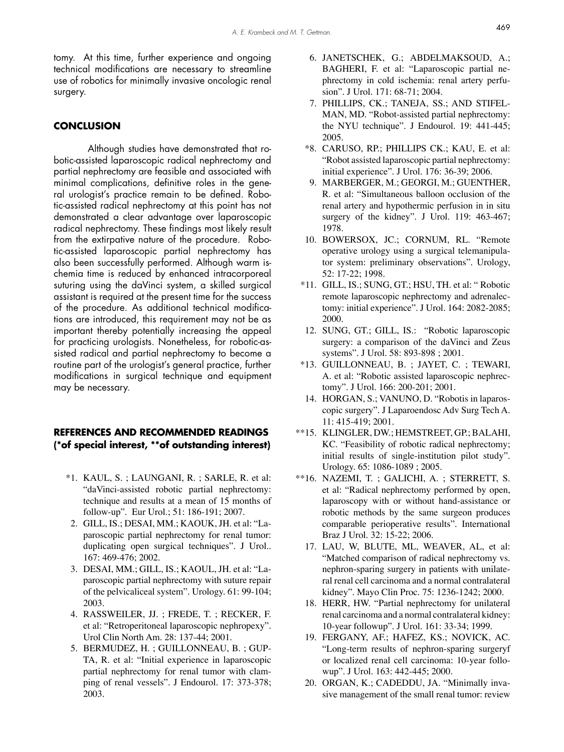tomy. At this time, further experience and ongoing technical modifications are necessary to streamline use of robotics for minimally invasive oncologic renal surgery.

## CONCLUSION

Although studies have demonstrated that robotic-assisted laparoscopic radical nephrectomy and partial nephrectomy are feasible and associated with minimal complications, definitive roles in the general urologist's practice remain to be defined. Robotic-assisted radical nephrectomy at this point has not demonstrated a clear advantage over laparoscopic radical nephrectomy. These findings most likely result from the extirpative nature of the procedure. Robotic-assisted laparoscopic partial nephrectomy has also been successfully performed. Although warm ischemia time is reduced by enhanced intracorporeal suturing using the daVinci system, a skilled surgical assistant is required at the present time for the success of the procedure. As additional technical modifications are introduced, this requirement may not be as important thereby potentially increasing the appeal for practicing urologists. Nonetheless, for robotic-assisted radical and partial nephrectomy to become a routine part of the urologist's general practice, further modifications in surgical technique and equipment may be necessary.

## REFERENCES AND RECOMMENDED READINGS (*of special interest, **of outstanding interest)

*1. KAUL, S. ; LAUNGANI, R. ; SARLE, R. et al: "daVinci-assisted robotic partial nephrectomy: technique and results at a mean of 15 months of follow-up". Eur Urol.; 51: 186-191; 2007.

2. GILL, IS.; DESAI, MM.; KAOUK, JH. et al: "Laparoscopic partial nephrectomy for renal tumor: duplicating open surgical techniques". J Urol.. 167: 469-476; 2002.

3. DESAI, MM.; GILL, IS.; KAOUL, JH. et al: "Laparoscopic partial nephrectomy with suture repair of the pelvicaliceal system". Urology. 61: 99-104; 2003.

4. RASSWEILER, JJ. ; FREDE, T. ; RECKER, F. et al: "Retroperitoneal laparoscopic nephropexy". Urol Clin North Am. 28: 137-44; 2001.

5. BERMUDEZ, H. ; GUILLONNEAU, B. ; GUPTA, R. et al: "Initial experience in laparoscopic partial nephrectomy for renal tumor with clamping of renal vessels". J Endourol. 17: 373-378; 2003.

6. JANETSCHEK, G.; ABDELMAKSOUD, A.; BAGHERI, F. et al: "Laparoscopic partial nephrectomy in cold ischemia: renal artery perfusion". J Urol. 171: 68-71; 2004.

7. PHILLIPS, CK.; TANEJA, SS.; AND STIFELMAN, MD. "Robot-assisted partial nephrectomy: the NYU technique". J Endourol. 19: 441-445; 2005.

*8. CARUSO, RP.; PHILLIPS CK.; KAU, E. et al: "Robot assisted laparoscopic partial nephrectomy: initial experience". J Urol. 176: 36-39; 2006.

9. MARBERGER, M.; GEORGI, M.; GUENTHER, R. et al: "Simultaneous balloon occlusion of the renal artery and hypothermic perfusion in in situ surgery of the kidney". J Urol. 119: 463-467; 1978.

10. BOWERSOX, JC.; CORNUM, RL. "Remote operative urology using a surgical telemanipulator system: preliminary observations". Urology, 52: 17-22; 1998.

*11. GILL, IS.; SUNG, GT.; HSU, TH. et al: " Robotic remote laparoscopic nephrectomy and adrenalectomy: initial experience". J Urol. 164: 2082-2085; 2000.

12. SUNG, GT.; GILL, IS.: "Robotic laparoscopic surgery: a comparison of the daVinci and Zeus systems". J Urol. 58: 893-898 ; 2001.

*13. GUILLONNEAU, B. ; JAYET, C. ; TEWARI, A. et al: "Robotic assisted laparoscopic nephrectomy". J Urol. 166: 200-201; 2001.

14. HORGAN, S.; VANUNO, D. "Robotis in laparoscopic surgery". J Laparoendosc Adv Surg Tech A. 11: 415-419; 2001.

**15. KLINGLER, DW.; HEMSTREET, GP.; BALAHI, KC. "Feasibility of robotic radical nephrectomy; initial results of single-institution pilot study". Urology. 65: 1086-1089 ; 2005.

**16. NAZEMI, T. ; GALICHI, A. ; STERRETT, S. et al: "Radical nephrectomy performed by open, laparoscopy with or without hand-assistance or robotic methods by the same surgeon produces comparable perioperative results". International Braz J Urol. 32: 15-22; 2006.

17. LAU, W, BLUTE, ML, WEAVER, AL, et al: "Matched comparison of radical nephrectomy vs. nephron-sparing surgery in patients with unilateral renal cell carcinoma and a normal contralateral kidney". Mayo Clin Proc. 75: 1236-1242; 2000.

18. HERR, HW. "Partial nephrectomy for unilateral renal carcinoma and a normal contralateral kidney: 10-year followup". J Urol. 161: 33-34; 1999.

19. FERGANY, AF.; HAFEZ, KS.; NOVICK, AC. "Long-term results of nephron-sparing surgeryf or localized renal cell carcinoma: 10-year followup". J Urol. 163: 442-445; 2000.

20. ORGAN, K.; CADEDDU, JA. "Minimally invasive management of the small renal tumor: review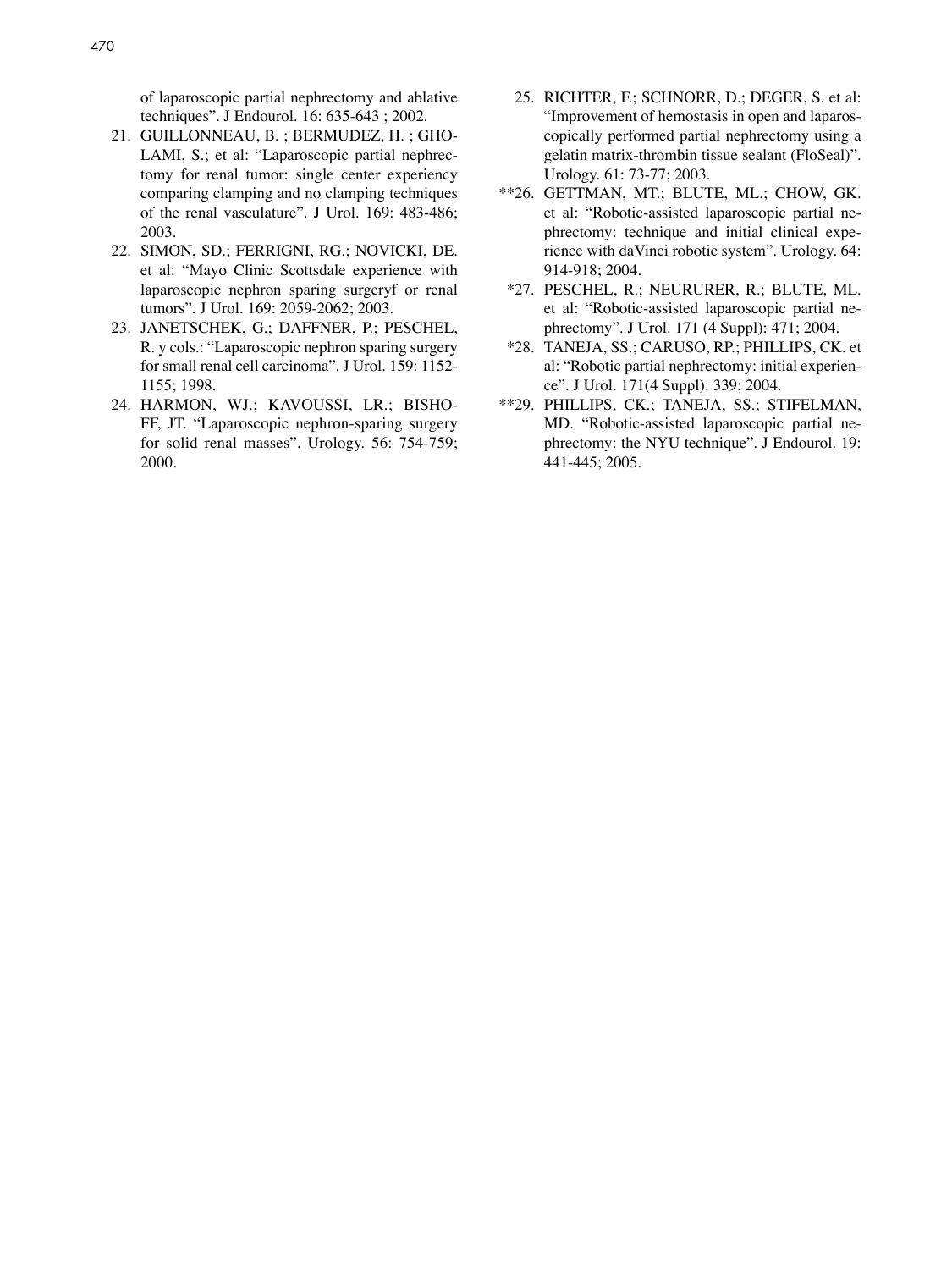of laparoscopic partial nephrectomy and ablative techniques". J Endourol. 16: 635-643 ; 2002.

21. GUILLONNEAU, B. ; BERMUDEZ, H. ; GHOLAMI, S.; et al: "Laparoscopic partial nephrectomy for renal tumor: single center experiency comparing clamping and no clamping techniques of the renal vasculature". J Urol. 169: 483-486; 2003.
22. SIMON, SD.; FERRIGNI, RG.; NOVICKI, DE. et al: "Mayo Clinic Scottsdale experience with laparoscopic nephron sparing surgeryf or renal tumors". J Urol. 169: 2059-2062; 2003.
23. JANETSCHEK, G.; DAFFNER, P.; PESCHEL, R. y cols.: "Laparoscopic nephron sparing surgery for small renal cell carcinoma". J Urol. 159: 1152-1155; 1998.
24. HARMON, WJ.; KAVOUSSI, LR.; BISHOFF, JT. "Laparoscopic nephron-sparing surgery for solid renal masses". Urology. 56: 754-759; 2000.
25. RICHTER, F.; SCHNORR, D.; DEGER, S. et al: "Improvement of hemostasis in open and laparoscopically performed partial nephrectomy using a gelatin matrix-thrombin tissue sealant (FloSeal)". Urology. 61: 73-77; 2003.

**26. GETTMAN, MT.; BLUTE, ML.; CHOW, GK. et al: "Robotic-assisted laparoscopic partial nephrectomy: technique and initial clinical experience with daVinci robotic system". Urology. 64: 914-918; 2004.

*27. PESCHEL, R.; NEURURER, R.; BLUTE, ML. et al: "Robotic-assisted laparoscopic partial nephrectomy". J Urol. 171 (4 Suppl): 471; 2004.

*28. TANEJA, SS.; CARUSO, RP.; PHILLIPS, CK. et al: "Robotic partial nephrectomy: initial experience". J Urol. 171(4 Suppl): 339; 2004.

**29. PHILLIPS, CK.; TANEJA, SS.; STIFELMAN, MD. "Robotic-assisted laparoscopic partial nephrectomy: the NYU technique". J Endourol. 19: 441-445; 2005.